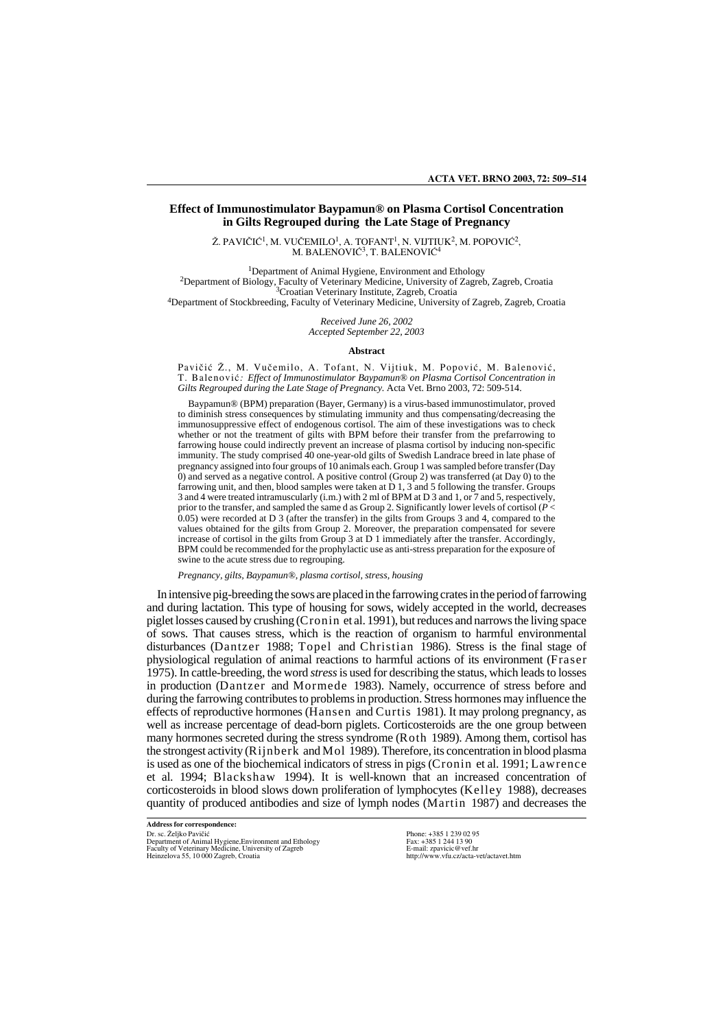# Effect of Immunostimulator Baypamun® on Plasma Cortisol Concentration in Gilts Regrouped during the Late Stage of Pregnancy

Ž. PAVIČIĆ[1], M. VUČEMILO[1], A. TOFANT[1], N. VIJTIUK[2], M. POPOVIĆ[2], M. BALENOVIĆ[3], T. BALENOVIĆ[4]

[1]Department of Animal Hygiene, Environment and Ethology
[2]Department of Biology, Faculty of Veterinary Medicine, University of Zagreb, Zagreb, Croatia
[3]Croatian Veterinary Institute, Zagreb, Croatia
[4]Department of Stockbreeding, Faculty of Veterinary Medicine, University of Zagreb, Zagreb, Croatia

*Received June 26, 2002*
*Accepted September 22, 2003*

## Abstract

Pavičić Ž., M. Vučemilo, A. Tofant, N. Vijtiuk, M. Popović, M. Balenović, T. Balenović*: Effect of Immunostimulator Baypamun® on Plasma Cortisol Concentration in Gilts Regrouped during the Late Stage of Pregnancy.* Acta Vet. Brno 2003, 72: 509-514.

Baypamun® (BPM) preparation (Bayer, Germany) is a virus-based immunostimulator, proved to diminish stress consequences by stimulating immunity and thus compensating/decreasing the immunosuppressive effect of endogenous cortisol. The aim of these investigations was to check whether or not the treatment of gilts with BPM before their transfer from the prefarrowing to farrowing house could indirectly prevent an increase of plasma cortisol by inducing non-specific immunity. The study comprised 40 one-year-old gilts of Swedish Landrace breed in late phase of pregnancy assigned into four groups of 10 animals each. Group 1 was sampled before transfer (Day 0) and served as a negative control. A positive control (Group 2) was transferred (at Day 0) to the farrowing unit, and then, blood samples were taken at D 1, 3 and 5 following the transfer. Groups 3 and 4 were treated intramuscularly (i.m.) with 2 ml of BPM at D 3 and 1, or 7 and 5, respectively, prior to the transfer, and sampled the same d as Group 2. Significantly lower levels of cortisol ($P < 0.05$) were recorded at D 3 (after the transfer) in the gilts from Groups 3 and 4, compared to the values obtained for the gilts from Group 2. Moreover, the preparation compensated for severe increase of cortisol in the gilts from Group 3 at D 1 immediately after the transfer. Accordingly, BPM could be recommended for the prophylactic use as anti-stress preparation for the exposure of swine to the acute stress due to regrouping.

*Pregnancy, gilts, Baypamun®, plasma cortisol, stress, housing*

In intensive pig-breeding the sows are placed in the farrowing crates in the period of farrowing and during lactation. This type of housing for sows, widely accepted in the world, decreases piglet losses caused by crushing (Cronin et al. 1991), but reduces and narrows the living space of sows. That causes stress, which is the reaction of organism to harmful environmental disturbances (Dantzer 1988; Topel and Christian 1986). Stress is the final stage of physiological regulation of animal reactions to harmful actions of its environment (Fraser 1975). In cattle-breeding, the word *stress* is used for describing the status, which leads to losses in production (Dantzer and Mormede 1983). Namely, occurrence of stress before and during the farrowing contributes to problems in production. Stress hormones may influence the effects of reproductive hormones (Hansen and Curtis 1981). It may prolong pregnancy, as well as increase percentage of dead-born piglets. Corticosteroids are the one group between many hormones secreted during the stress syndrome (Roth 1989). Among them, cortisol has the strongest activity (Rijnberk and Mol 1989). Therefore, its concentration in blood plasma is used as one of the biochemical indicators of stress in pigs (Cronin et al. 1991; Lawrence et al. 1994; Blackshaw 1994). It is well-known that an increased concentration of corticosteroids in blood slows down proliferation of lymphocytes (Kelley 1988), decreases quantity of produced antibodies and size of lymph nodes (Martin 1987) and decreases the

**Address for correspondence:**
Dr. sc. Željko Pavičić
Department of Animal Hygiene.Environment and Ethology
Faculty of Veterinary Medicine, University of Zagreb
Heinzelova 55, 10 000 Zagreb, Croatia

Phone: +385 1 239 02 95
Fax: +385 1 244 13 90
E-mail: zpavicic@vef.hr
http://www.vfu.cz/acta-vet/actavet.htm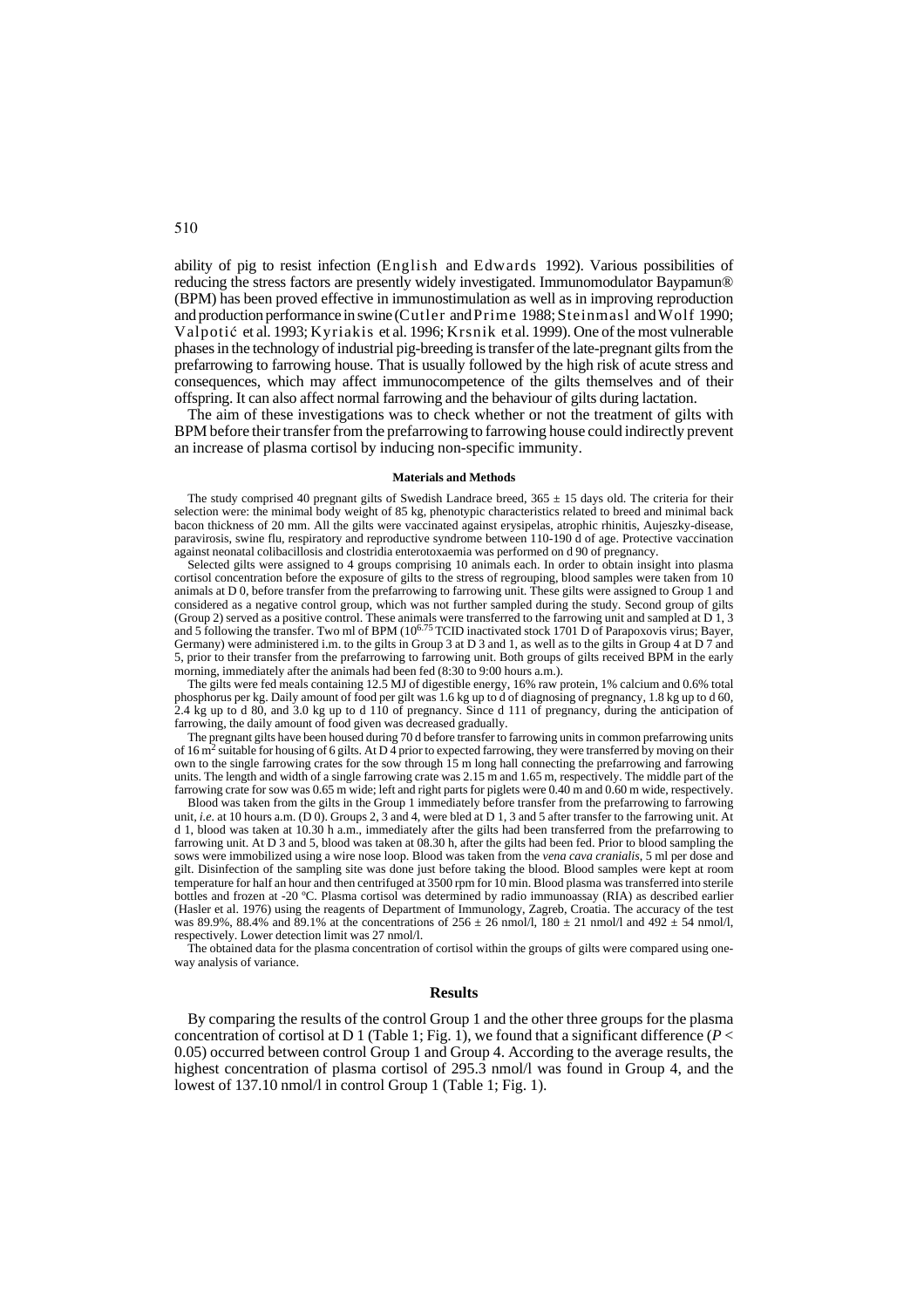ability of pig to resist infection (English and Edwards 1992). Various possibilities of reducing the stress factors are presently widely investigated. Immunomodulator Baypamun® (BPM) has been proved effective in immunostimulation as well as in improving reproduction and production performance in swine (Cutler and Prime 1988; Steinmasl and Wolf 1990; Valpotić et al. 1993; Kyriakis et al. 1996; Krsnik et al. 1999). One of the most vulnerable phases in the technology of industrial pig-breeding is transfer of the late-pregnant gilts from the prefarrowing to farrowing house. That is usually followed by the high risk of acute stress and consequences, which may affect immunocompetence of the gilts themselves and of their offspring. It can also affect normal farrowing and the behaviour of gilts during lactation.

The aim of these investigations was to check whether or not the treatment of gilts with BPM before their transfer from the prefarrowing to farrowing house could indirectly prevent an increase of plasma cortisol by inducing non-specific immunity.

### Materials and Methods

The study comprised 40 pregnant gilts of Swedish Landrace breed, 365 ± 15 days old. The criteria for their selection were: the minimal body weight of 85 kg, phenotypic characteristics related to breed and minimal back bacon thickness of 20 mm. All the gilts were vaccinated against erysipelas, atrophic rhinitis, Aujeszky-disease, paravirosis, swine flu, respiratory and reproductive syndrome between 110-190 d of age. Protective vaccination against neonatal colibacillosis and clostridia enterotoxaemia was performed on d 90 of pregnancy.

Selected gilts were assigned to 4 groups comprising 10 animals each. In order to obtain insight into plasma cortisol concentration before the exposure of gilts to the stress of regrouping, blood samples were taken from 10 animals at D 0, before transfer from the prefarrowing to farrowing unit. These gilts were assigned to Group 1 and considered as a negative control group, which was not further sampled during the study. Second group of gilts (Group 2) served as a positive control. These animals were transferred to the farrowing unit and sampled at D 1, 3 and 5 following the transfer. Two ml of BPM ($10^{6.75}$ TCID inactivated stock 1701 D of Parapoxovis virus; Bayer, Germany) were administered i.m. to the gilts in Group 3 at D 3 and 1, as well as to the gilts in Group 4 at D 7 and 5, prior to their transfer from the prefarrowing to farrowing unit. Both groups of gilts received BPM in the early morning, immediately after the animals had been fed (8:30 to 9:00 hours a.m.).

The gilts were fed meals containing 12.5 MJ of digestible energy, 16% raw protein, 1% calcium and 0.6% total phosphorus per kg. Daily amount of food per gilt was 1.6 kg up to d of diagnosing of pregnancy, 1.8 kg up to d 60, 2.4 kg up to d 80, and 3.0 kg up to d 110 of pregnancy. Since d 111 of pregnancy, during the anticipation of farrowing, the daily amount of food given was decreased gradually.

The pregnant gilts have been housed during 70 d before transfer to farrowing units in common prefarrowing units of 16 $m^2$ suitable for housing of 6 gilts. At D 4 prior to expected farrowing, they were transferred by moving on their own to the single farrowing crates for the sow through 15 m long hall connecting the prefarrowing and farrowing units. The length and width of a single farrowing crate was 2.15 m and 1.65 m, respectively. The middle part of the farrowing crate for sow was 0.65 m wide; left and right parts for piglets were 0.40 m and 0.60 m wide, respectively.

Blood was taken from the gilts in the Group 1 immediately before transfer from the prefarrowing to farrowing unit, *i.e.* at 10 hours a.m. (D 0). Groups 2, 3 and 4, were bled at D 1, 3 and 5 after transfer to the farrowing unit. At d 1, blood was taken at 10.30 h a.m., immediately after the gilts had been transferred from the prefarrowing to farrowing unit. At D 3 and 5, blood was taken at 08.30 h, after the gilts had been fed. Prior to blood sampling the sows were immobilized using a wire nose loop. Blood was taken from the *vena cava cranialis,* 5 ml per dose and gilt. Disinfection of the sampling site was done just before taking the blood. Blood samples were kept at room temperature for half an hour and then centrifuged at 3500 rpm for 10 min. Blood plasma was transferred into sterile bottles and frozen at -20 °C. Plasma cortisol was determined by radio immunoassay (RIA) as described earlier (Hasler et al. 1976) using the reagents of Department of Immunology, Zagreb, Croatia. The accuracy of the test was 89.9%, 88.4% and 89.1% at the concentrations of 256 ± 26 nmol/l, 180 ± 21 nmol/l and 492 ± 54 nmol/l, respectively. Lower detection limit was 27 nmol/l.

The obtained data for the plasma concentration of cortisol within the groups of gilts were compared using one-way analysis of variance.

## Results

By comparing the results of the control Group 1 and the other three groups for the plasma concentration of cortisol at D 1 (Table 1; Fig. 1), we found that a significant difference ($P < 0.05$) occurred between control Group 1 and Group 4. According to the average results, the highest concentration of plasma cortisol of 295.3 nmol/l was found in Group 4, and the lowest of 137.10 nmol/l in control Group 1 (Table 1; Fig. 1).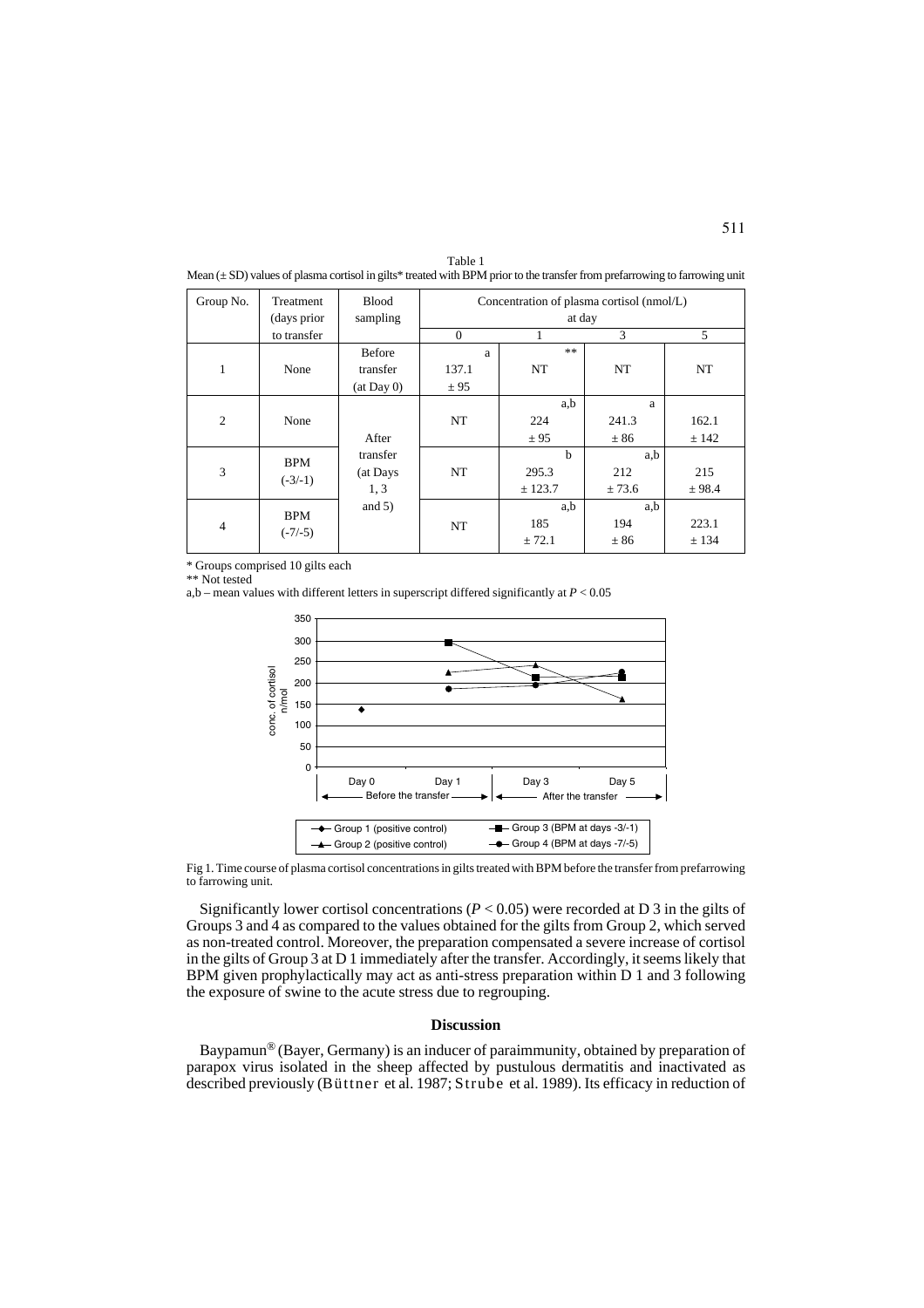Table 1

Mean (± SD) values of plasma cortisol in gilts* treated with BPM prior to the transfer from prefarrowing to farrowing unit

| Group No. | Treatment (days prior to transfer | Blood sampling | Concentration of plasma cortisol (nmol/L) at day | | | |
|---|---|---|---|---|---|---|
| | | | 0 | 1 | 3 | 5 |
| 1 | None | Before transfer (at Day 0) | 137.1[a] ± 95 | NT[**] | NT | NT |
| 2 | None | After transfer (at Days 1, 3 and 5) | NT | 224[a,b] ± 95 | 241.3[a] ± 86 | 162.1 ± 142 |
| 3 | BPM (-3/-1) | | NT | 295.3[b] ± 123.7 | 212[a,b] ± 73.6 | 215 ± 98.4 |
| 4 | BPM (-7/-5) | | NT | 185[a,b] ± 72.1 | 194[a,b] ± 86 | 223.1 ± 134 |

\* Groups comprised 10 gilts each

\*\* Not tested

a,b – mean values with different letters in superscript differed significantly at $P < 0.05$

350
300
250
200
150
100
50
0

conc. of cortisol n/mol

Day 0
Day 1
Day 3
Day 5

Before the transfer
After the transfer

Group 1 (positive control)
Group 2 (positive control)
Group 3 (BPM at days -3/-1)
Group 4 (BPM at days -7/-5)

Fig 1. Time course of plasma cortisol concentrations in gilts treated with BPM before the transfer from prefarrowing to farrowing unit.

Significantly lower cortisol concentrations ($P < 0.05$) were recorded at D 3 in the gilts of Groups 3 and 4 as compared to the values obtained for the gilts from Group 2, which served as non-treated control. Moreover, the preparation compensated a severe increase of cortisol in the gilts of Group 3 at D 1 immediately after the transfer. Accordingly, it seems likely that BPM given prophylactically may act as anti-stress preparation within D 1 and 3 following the exposure of swine to the acute stress due to regrouping.

## Discussion

Baypamun® (Bayer, Germany) is an inducer of paraimmunity, obtained by preparation of parapox virus isolated in the sheep affected by pustulous dermatitis and inactivated as described previously (Büttner et al. 1987; Strube et al. 1989). Its efficacy in reduction of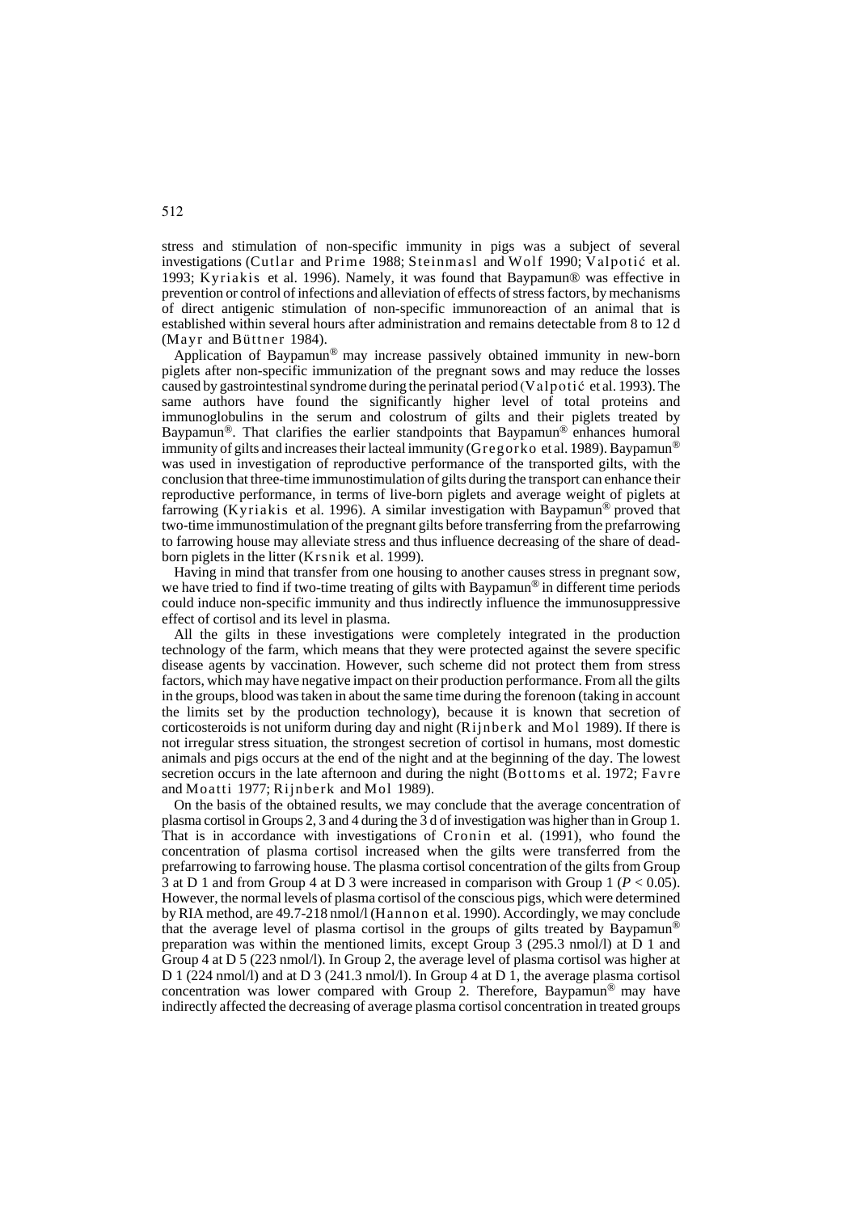stress and stimulation of non-specific immunity in pigs was a subject of several investigations (Cutlar and Prime 1988; Steinmasl and Wolf 1990; Valpotić et al. 1993; Kyriakis et al. 1996). Namely, it was found that Baypamun® was effective in prevention or control of infections and alleviation of effects of stress factors, by mechanisms of direct antigenic stimulation of non-specific immunoreaction of an animal that is established within several hours after administration and remains detectable from 8 to 12 d (Mayr and Büttner 1984).

Application of Baypamun® may increase passively obtained immunity in new-born piglets after non-specific immunization of the pregnant sows and may reduce the losses caused by gastrointestinal syndrome during the perinatal period (Valpotić et al. 1993). The same authors have found the significantly higher level of total proteins and immunoglobulins in the serum and colostrum of gilts and their piglets treated by Baypamun®. That clarifies the earlier standpoints that Baypamun® enhances humoral immunity of gilts and increases their lacteal immunity (Gregorko et al. 1989). Baypamun® was used in investigation of reproductive performance of the transported gilts, with the conclusion that three-time immunostimulation of gilts during the transport can enhance their reproductive performance, in terms of live-born piglets and average weight of piglets at farrowing (Kyriakis et al. 1996). A similar investigation with Baypamun® proved that two-time immunostimulation of the pregnant gilts before transferring from the prefarrowing to farrowing house may alleviate stress and thus influence decreasing of the share of dead-born piglets in the litter (Krsnik et al. 1999).

Having in mind that transfer from one housing to another causes stress in pregnant sow, we have tried to find if two-time treating of gilts with Baypamun® in different time periods could induce non-specific immunity and thus indirectly influence the immunosuppressive effect of cortisol and its level in plasma.

All the gilts in these investigations were completely integrated in the production technology of the farm, which means that they were protected against the severe specific disease agents by vaccination. However, such scheme did not protect them from stress factors, which may have negative impact on their production performance. From all the gilts in the groups, blood was taken in about the same time during the forenoon (taking in account the limits set by the production technology), because it is known that secretion of corticosteroids is not uniform during day and night (Rijnberk and Mol 1989). If there is not irregular stress situation, the strongest secretion of cortisol in humans, most domestic animals and pigs occurs at the end of the night and at the beginning of the day. The lowest secretion occurs in the late afternoon and during the night (Bottoms et al. 1972; Favre and Moatti 1977; Rijnberk and Mol 1989).

On the basis of the obtained results, we may conclude that the average concentration of plasma cortisol in Groups 2, 3 and 4 during the 3 d of investigation was higher than in Group 1. That is in accordance with investigations of Cronin et al. (1991), who found the concentration of plasma cortisol increased when the gilts were transferred from the prefarrowing to farrowing house. The plasma cortisol concentration of the gilts from Group 3 at D 1 and from Group 4 at D 3 were increased in comparison with Group 1 ($P < 0.05$). However, the normal levels of plasma cortisol of the conscious pigs, which were determined by RIA method, are 49.7-218 nmol/l (Hannon et al. 1990). Accordingly, we may conclude that the average level of plasma cortisol in the groups of gilts treated by Baypamun® preparation was within the mentioned limits, except Group 3 (295.3 nmol/l) at D 1 and Group 4 at D 5 (223 nmol/l). In Group 2, the average level of plasma cortisol was higher at D 1 (224 nmol/l) and at D 3 (241.3 nmol/l). In Group 4 at D 1, the average plasma cortisol concentration was lower compared with Group 2. Therefore, Baypamun® may have indirectly affected the decreasing of average plasma cortisol concentration in treated groups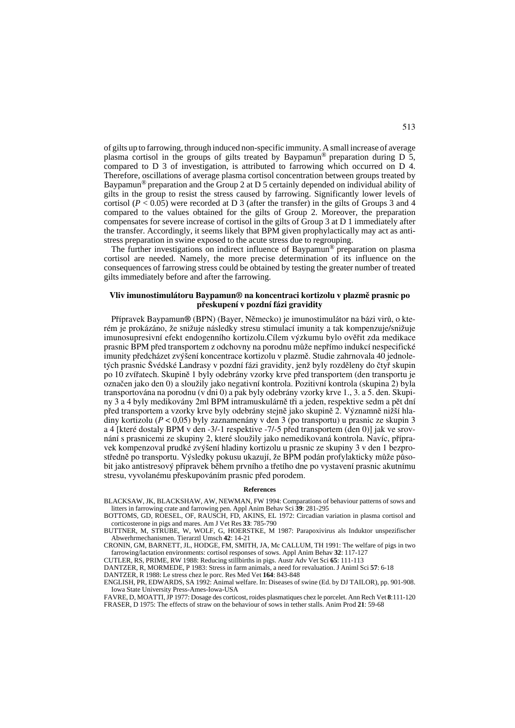of gilts up to farrowing, through induced non-specific immunity. A small increase of average plasma cortisol in the groups of gilts treated by Baypamun® preparation during D 5, compared to D 3 of investigation, is attributed to farrowing which occurred on D 4. Therefore, oscillations of average plasma cortisol concentration between groups treated by Baypamun® preparation and the Group 2 at D 5 certainly depended on individual ability of gilts in the group to resist the stress caused by farrowing. Significantly lower levels of cortisol ($P < 0.05$) were recorded at D 3 (after the transfer) in the gilts of Groups 3 and 4 compared to the values obtained for the gilts of Group 2. Moreover, the preparation compensates for severe increase of cortisol in the gilts of Group 3 at D 1 immediately after the transfer. Accordingly, it seems likely that BPM given prophylactically may act as anti-stress preparation in swine exposed to the acute stress due to regrouping.

The further investigations on indirect influence of Baypamun® preparation on plasma cortisol are needed. Namely, the more precise determination of its influence on the consequences of farrowing stress could be obtained by testing the greater number of treated gilts immediately before and after the farrowing.

### Vliv imunostimulátoru Baypamun® na koncentraci kortizolu v plazmě prasnic po přeskupení v pozdní fázi gravidity

Přípravek Baypamun® (BPN) (Bayer, Německo) je imunostimulátor na bázi virů, o kterém je prokázáno, že snižuje následky stresu stimulací imunity a tak kompenzuje/snižuje imunosupresivní efekt endogenního kortizolu.Cílem výzkumu bylo ověřit zda medikace prasnic BPM před transportem z odchovny na porodnu může nepřímo indukcí nespecifické imunity předcházet zvýšení koncentrace kortizolu v plazmě. Studie zahrnovala 40 jednoletých prasnic Švédské Landrasy v pozdní fázi gravidity, jenž byly rozděleny do čtyř skupin po 10 zvířatech. Skupině 1 byly odebrány vzorky krve před transportem (den transportu je označen jako den 0) a sloužily jako negativní kontrola. Pozitivní kontrola (skupina 2) byla transportována na porodnu (v dni 0) a pak byly odebrány vzorky krve 1., 3. a 5. den. Skupiny 3 a 4 byly medikovány 2ml BPM intramuskulárně tři a jeden, respektive sedm a pět dní před transportem a vzorky krve byly odebrány stejně jako skupině 2. Významně nižší hladiny kortizolu ($P < 0,05$) byly zaznamenány v den 3 (po transportu) u prasnic ze skupin 3 a 4 [které dostaly BPM v den -3/-1 respektive -7/-5 před transportem (den 0)] jak ve srovnání s prasnicemi ze skupiny 2, které sloužily jako nemedikovaná kontrola. Navíc, přípravek kompenzoval prudké zvýšení hladiny kortizolu u prasnic ze skupiny 3 v den 1 bezprostředně po transportu. Výsledky pokusu ukazují, že BPM podán profylakticky může působit jako antistresový přípravek během prvního a třetího dne po vystavení prasnic akutnímu stresu, vyvolanému přeskupováním prasnic před porodem.

#### References

BLACKSAW, JK, BLACKSHAW, AW, NEWMAN, FW 1994: Comparations of behaviour patterns of sows and litters in farrowing crate and farrowing pen. Appl Anim Behav Sci **39**: 281-295

BOTTOMS, GD, ROESEL, OF, RAUSCH, FD, AKINS, EL 1972: Circadian variation in plasma cortisol and corticosterone in pigs and mares. Am J Vet Res **33**: 785-790

BUTTNER, M, STRUBE, W, WOLF, G, HOERSTKE, M 1987: Parapoxivirus als Induktor unspezifischer Abwerhrmechanismen. Tierarztl Umsch **42**: 14-21

CRONIN, GM, BARNETT, JL, HODGE, FM, SMITH, JA, Mc CALLUM, TH 1991: The welfare of pigs in two farrowing/lactation environments: cortisol responses of sows. Appl Anim Behav **32**: 117-127

CUTLER, RS, PRIME, RW 1988: Reducing stillbirths in pigs. Austr Adv Vet Sci **65**: 111-113

DANTZER, R, MORMEDE, P 1983: Stress in farm animals, a need for revaluation. J Animl Sci **57**: 6-18

DANTZER, R 1988: Le stress chez le porc. Res Med Vet **164**: 843-848

ENGLISH, PR, EDWARDS, SA 1992: Animal welfare. In: Diseases of swine (Ed. by DJ TAILOR), pp. 901-908. Iowa State University Press-Ames-Iowa-USA

FAVRE, D, MOATTI, JP 1977: Dosage des corticost, roides plasmatiques chez le porcelet. Ann Rech Vet **8**:111-120

FRASER, D 1975: The effects of straw on the behaviour of sows in tether stalls. Anim Prod **21**: 59-68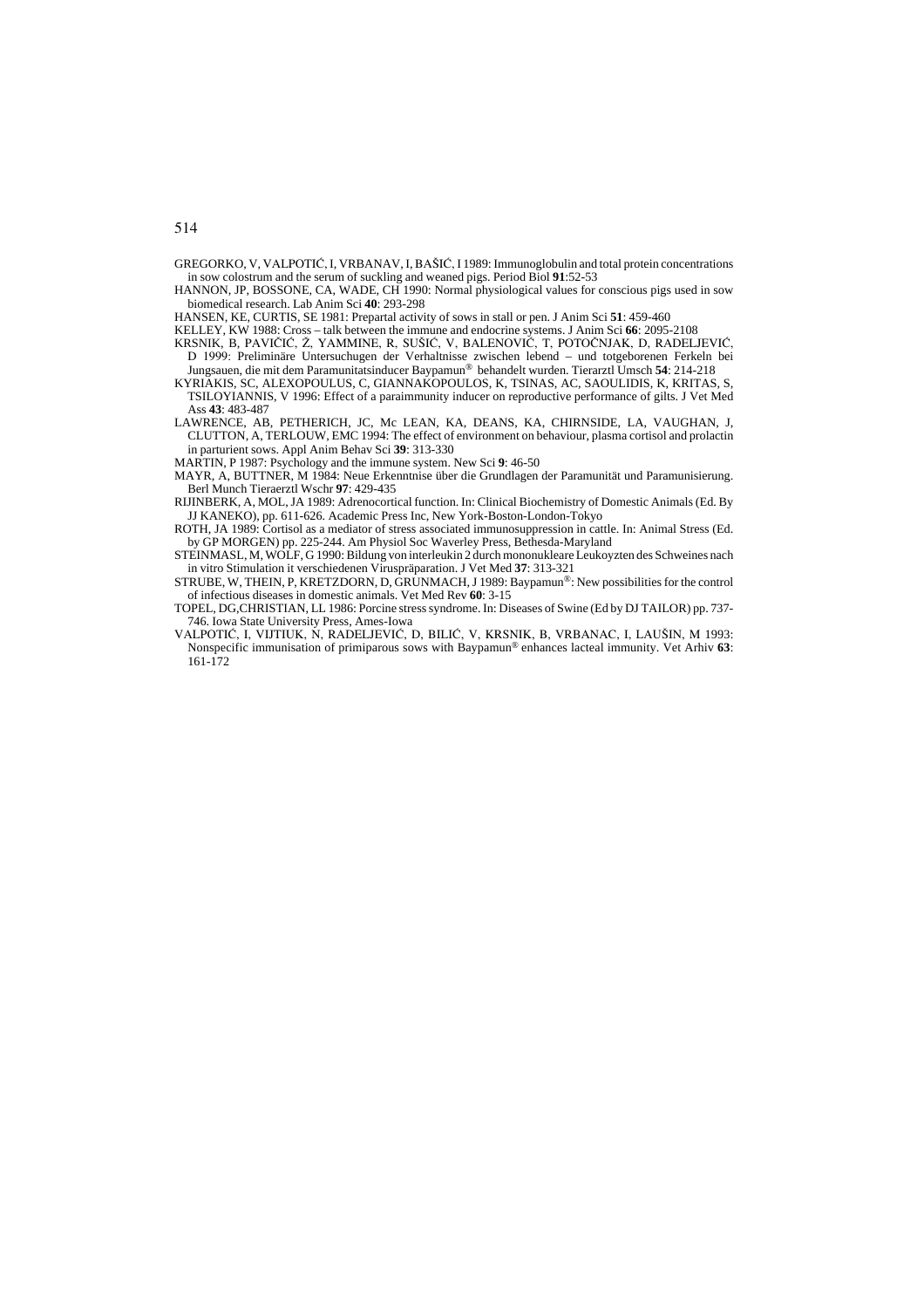GREGORKO, V, VALPOTIĆ, I, VRBANAV, I, BAŠIĆ, I 1989: Immunoglobulin and total protein concentrations in sow colostrum and the serum of suckling and weaned pigs. Period Biol **91**:52-53

HANNON, JP, BOSSONE, CA, WADE, CH 1990: Normal physiological values for conscious pigs used in sow biomedical research. Lab Anim Sci **40**: 293-298

HANSEN, KE, CURTIS, SE 1981: Prepartal activity of sows in stall or pen. J Anim Sci **51**: 459-460

KELLEY, KW 1988: Cross – talk between the immune and endocrine systems. J Anim Sci **66**: 2095-2108

KRSNIK, B, PAVIČIĆ, Ž, YAMMINE, R, SUŠIĆ, V, BALENOVIĆ, T, POTOČNJAK, D, RADELJEVIĆ, D 1999: Preliminäre Untersuchugen der Verhaltnisse zwischen lebend – und totgeborenen Ferkeln bei Jungsauen, die mit dem Paramunitatsinducer Baypamun® behandelt wurden. Tierarztl Umsch **54**: 214-218

KYRIAKIS, SC, ALEXOPOULUS, C, GIANNAKOPOULOS, K, TSINAS, AC, SAOULIDIS, K, KRITAS, S, TSILOYIANNIS, V 1996: Effect of a paraimmunity inducer on reproductive performance of gilts. J Vet Med Ass **43**: 483-487

LAWRENCE, AB, PETHERICH, JC, Mc LEAN, KA, DEANS, KA, CHIRNSIDE, LA, VAUGHAN, J, CLUTTON, A, TERLOUW, EMC 1994: The effect of environment on behaviour, plasma cortisol and prolactin in parturient sows. Appl Anim Behav Sci **39**: 313-330

MARTIN, P 1987: Psychology and the immune system. New Sci **9**: 46-50

MAYR, A, BUTTNER, M 1984: Neue Erkenntnise über die Grundlagen der Paramunität und Paramunisierung. Berl Munch Tieraerztl Wschr **97**: 429-435

RIJNBERK, A, MOL, JA 1989: Adrenocortical function. In: Clinical Biochemistry of Domestic Animals (Ed. By JJ KANEKO), pp. 611-626. Academic Press Inc, New York-Boston-London-Tokyo

ROTH, JA 1989: Cortisol as a mediator of stress associated immunosuppression in cattle. In: Animal Stress (Ed. by GP MORGEN) pp. 225-244. Am Physiol Soc Waverley Press, Bethesda-Maryland

STEINMASL, M, WOLF, G 1990: Bildung von interleukin 2 durch mononukleare Leukoyzten des Schweines nach in vitro Stimulation it verschiedenen Viruspräparation. J Vet Med **37**: 313-321

STRUBE, W, THEIN, P, KRETZDORN, D, GRUNMACH, J 1989: Baypamun®: New possibilities for the control of infectious diseases in domestic animals. Vet Med Rev **60**: 3-15

TOPEL, DG,CHRISTIAN, LL 1986: Porcine stress syndrome. In: Diseases of Swine (Ed by DJ TAILOR) pp. 737-746. Iowa State University Press, Ames-Iowa

VALPOTIĆ, I, VIJTIUK, N, RADELJEVIĆ, D, BILIĆ, V, KRSNIK, B, VRBANAC, I, LAUŠIN, M 1993: Nonspecific immunisation of primiparous sows with Baypamun® enhances lacteal immunity. Vet Arhiv **63**: 161-172